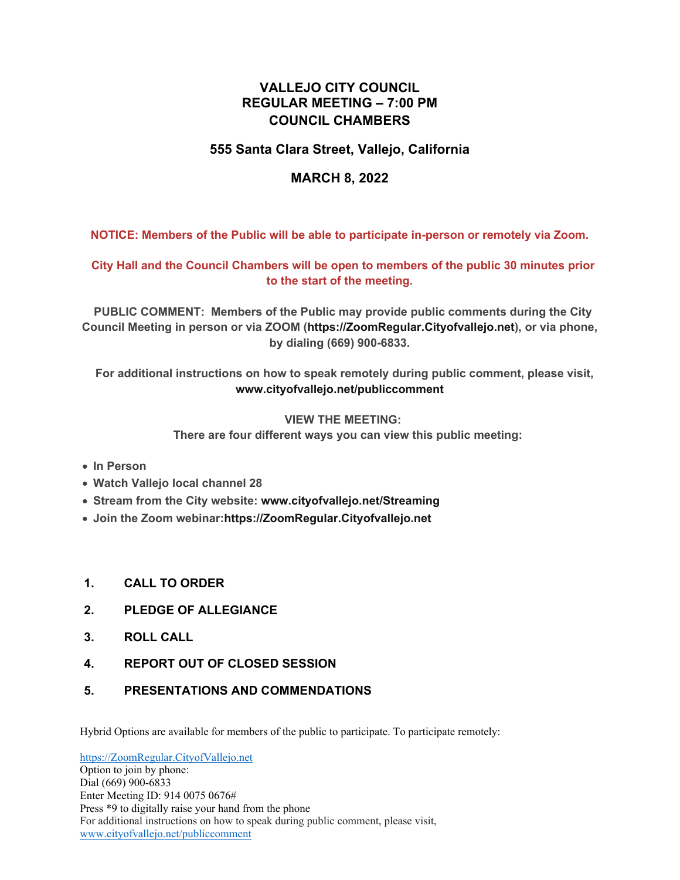# VALLEJO CITY COUNCIL
# REGULAR MEETING – 7:00 PM
# COUNCIL CHAMBERS

## 555 Santa Clara Street, Vallejo, California

## MARCH 8, 2022

**NOTICE: Members of the Public will be able to participate in-person or remotely via Zoom.**

**City Hall and the Council Chambers will be open to members of the public 30 minutes prior to the start of the meeting.**

**PUBLIC COMMENT: Members of the Public may provide public comments during the City Council Meeting in person or via ZOOM (https://ZoomRegular.Cityofvallejo.net), or via phone, by dialing (669) 900-6833.**

**For additional instructions on how to speak remotely during public comment, please visit, www.cityofvallejo.net/publiccomment**

**VIEW THE MEETING:**
**There are four different ways you can view this public meeting:**

- **In Person**
- **Watch Vallejo local channel 28**
- **Stream from the City website: www.cityofvallejo.net/Streaming**
- **Join the Zoom webinar: https://ZoomRegular.Cityofvallejo.net**

**1. CALL TO ORDER**

**2. PLEDGE OF ALLEGIANCE**

**3. ROLL CALL**

**4. REPORT OUT OF CLOSED SESSION**

**5. PRESENTATIONS AND COMMENDATIONS**

Hybrid Options are available for members of the public to participate. To participate remotely:

https://ZoomRegular.CityofVallejo.net
Option to join by phone:
Dial (669) 900-6833
Enter Meeting ID: 914 0075 0676#
Press *9 to digitally raise your hand from the phone
For additional instructions on how to speak during public comment, please visit,
www.cityofvallejo.net/publiccomment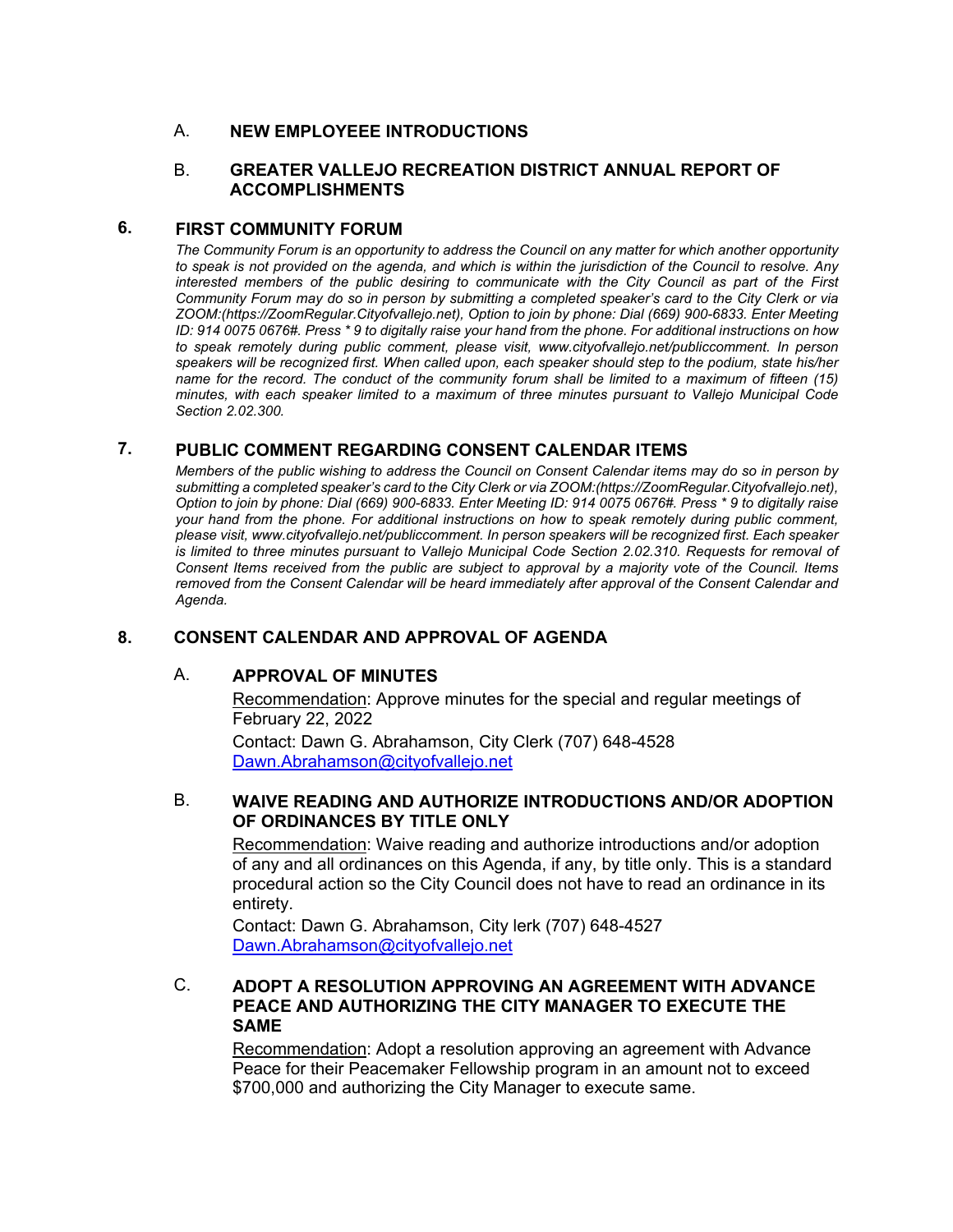A. **NEW EMPLOYEEE INTRODUCTIONS**

B. **GREATER VALLEJO RECREATION DISTRICT ANNUAL REPORT OF ACCOMPLISHMENTS**

## 6. FIRST COMMUNITY FORUM

*The Community Forum is an opportunity to address the Council on any matter for which another opportunity to speak is not provided on the agenda, and which is within the jurisdiction of the Council to resolve. Any interested members of the public desiring to communicate with the City Council as part of the First Community Forum may do so in person by submitting a completed speaker's card to the City Clerk or via ZOOM:(https://ZoomRegular.Cityofvallejo.net), Option to join by phone: Dial (669) 900-6833. Enter Meeting ID: 914 0075 0676#. Press * 9 to digitally raise your hand from the phone. For additional instructions on how to speak remotely during public comment, please visit, www.cityofvallejo.net/publiccomment. In person speakers will be recognized first. When called upon, each speaker should step to the podium, state his/her name for the record. The conduct of the community forum shall be limited to a maximum of fifteen (15) minutes, with each speaker limited to a maximum of three minutes pursuant to Vallejo Municipal Code Section 2.02.300.*

## 7. PUBLIC COMMENT REGARDING CONSENT CALENDAR ITEMS

*Members of the public wishing to address the Council on Consent Calendar items may do so in person by submitting a completed speaker's card to the City Clerk or via ZOOM:(https://ZoomRegular.Cityofvallejo.net), Option to join by phone: Dial (669) 900-6833. Enter Meeting ID: 914 0075 0676#. Press * 9 to digitally raise your hand from the phone. For additional instructions on how to speak remotely during public comment, please visit, www.cityofvallejo.net/publiccomment. In person speakers will be recognized first. Each speaker is limited to three minutes pursuant to Vallejo Municipal Code Section 2.02.310. Requests for removal of Consent Items received from the public are subject to approval by a majority vote of the Council. Items removed from the Consent Calendar will be heard immediately after approval of the Consent Calendar and Agenda.*

## 8. CONSENT CALENDAR AND APPROVAL OF AGENDA

A. **APPROVAL OF MINUTES**

Recommendation: Approve minutes for the special and regular meetings of February 22, 2022

Contact: Dawn G. Abrahamson, City Clerk (707) 648-4528
Dawn.Abrahamson@cityofvallejo.net

B. **WAIVE READING AND AUTHORIZE INTRODUCTIONS AND/OR ADOPTION OF ORDINANCES BY TITLE ONLY**

Recommendation: Waive reading and authorize introductions and/or adoption of any and all ordinances on this Agenda, if any, by title only. This is a standard procedural action so the City Council does not have to read an ordinance in its entirety.

Contact: Dawn G. Abrahamson, City lerk (707) 648-4527
Dawn.Abrahamson@cityofvallejo.net

C. **ADOPT A RESOLUTION APPROVING AN AGREEMENT WITH ADVANCE PEACE AND AUTHORIZING THE CITY MANAGER TO EXECUTE THE SAME**

Recommendation: Adopt a resolution approving an agreement with Advance Peace for their Peacemaker Fellowship program in an amount not to exceed $700,000 and authorizing the City Manager to execute same.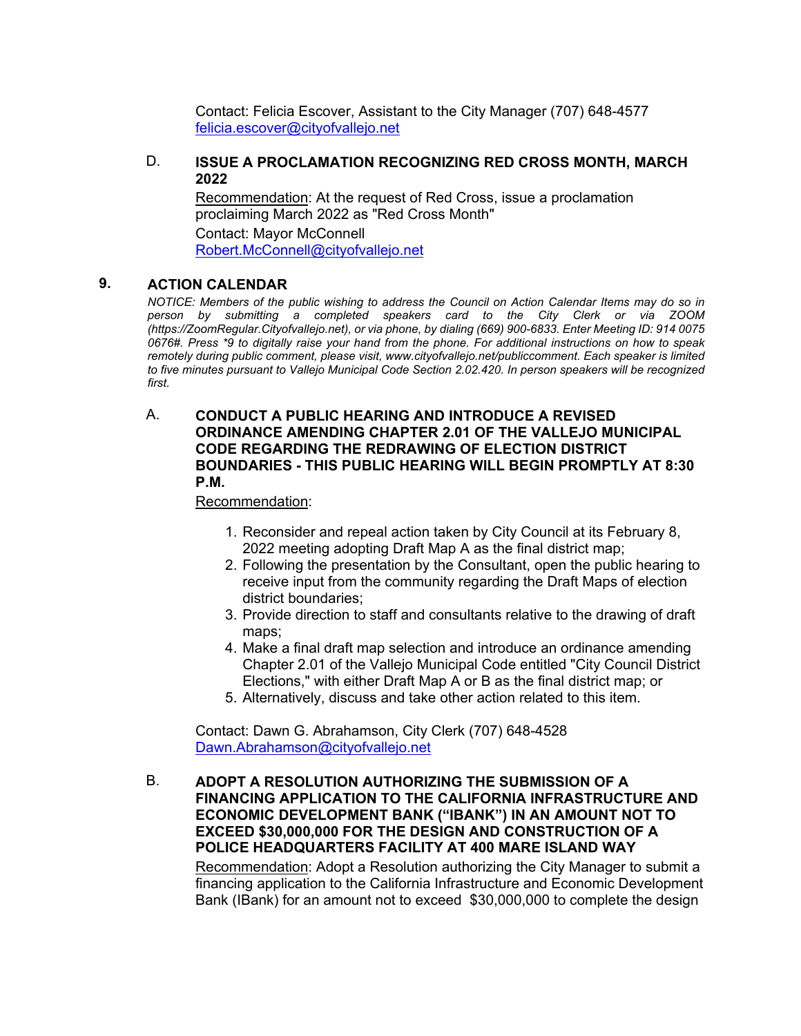Contact: Felicia Escover, Assistant to the City Manager (707) 648-4577
felicia.escover@cityofvallejo.net

D. **ISSUE A PROCLAMATION RECOGNIZING RED CROSS MONTH, MARCH 2022**

Recommendation: At the request of Red Cross, issue a proclamation proclaiming March 2022 as "Red Cross Month"

Contact: Mayor McConnell
Robert.McConnell@cityofvallejo.net

## 9. ACTION CALENDAR

*NOTICE: Members of the public wishing to address the Council on Action Calendar Items may do so in person by submitting a completed speakers card to the City Clerk or via ZOOM (https://ZoomRegular.Cityofvallejo.net), or via phone, by dialing (669) 900-6833. Enter Meeting ID: 914 0075 0676#. Press *9 to digitally raise your hand from the phone. For additional instructions on how to speak remotely during public comment, please visit, www.cityofvallejo.net/publiccomment. Each speaker is limited to five minutes pursuant to Vallejo Municipal Code Section 2.02.420. In person speakers will be recognized first.*

A. **CONDUCT A PUBLIC HEARING AND INTRODUCE A REVISED ORDINANCE AMENDING CHAPTER 2.01 OF THE VALLEJO MUNICIPAL CODE REGARDING THE REDRAWING OF ELECTION DISTRICT BOUNDARIES - THIS PUBLIC HEARING WILL BEGIN PROMPTLY AT 8:30 P.M.**

Recommendation:

1. Reconsider and repeal action taken by City Council at its February 8, 2022 meeting adopting Draft Map A as the final district map;
2. Following the presentation by the Consultant, open the public hearing to receive input from the community regarding the Draft Maps of election district boundaries;
3. Provide direction to staff and consultants relative to the drawing of draft maps;
4. Make a final draft map selection and introduce an ordinance amending Chapter 2.01 of the Vallejo Municipal Code entitled "City Council District Elections," with either Draft Map A or B as the final district map; or
5. Alternatively, discuss and take other action related to this item.

Contact: Dawn G. Abrahamson, City Clerk (707) 648-4528
Dawn.Abrahamson@cityofvallejo.net

B. **ADOPT A RESOLUTION AUTHORIZING THE SUBMISSION OF A FINANCING APPLICATION TO THE CALIFORNIA INFRASTRUCTURE AND ECONOMIC DEVELOPMENT BANK ("IBANK") IN AN AMOUNT NOT TO EXCEED $30,000,000 FOR THE DESIGN AND CONSTRUCTION OF A POLICE HEADQUARTERS FACILITY AT 400 MARE ISLAND WAY**

Recommendation: Adopt a Resolution authorizing the City Manager to submit a financing application to the California Infrastructure and Economic Development Bank (IBank) for an amount not to exceed $30,000,000 to complete the design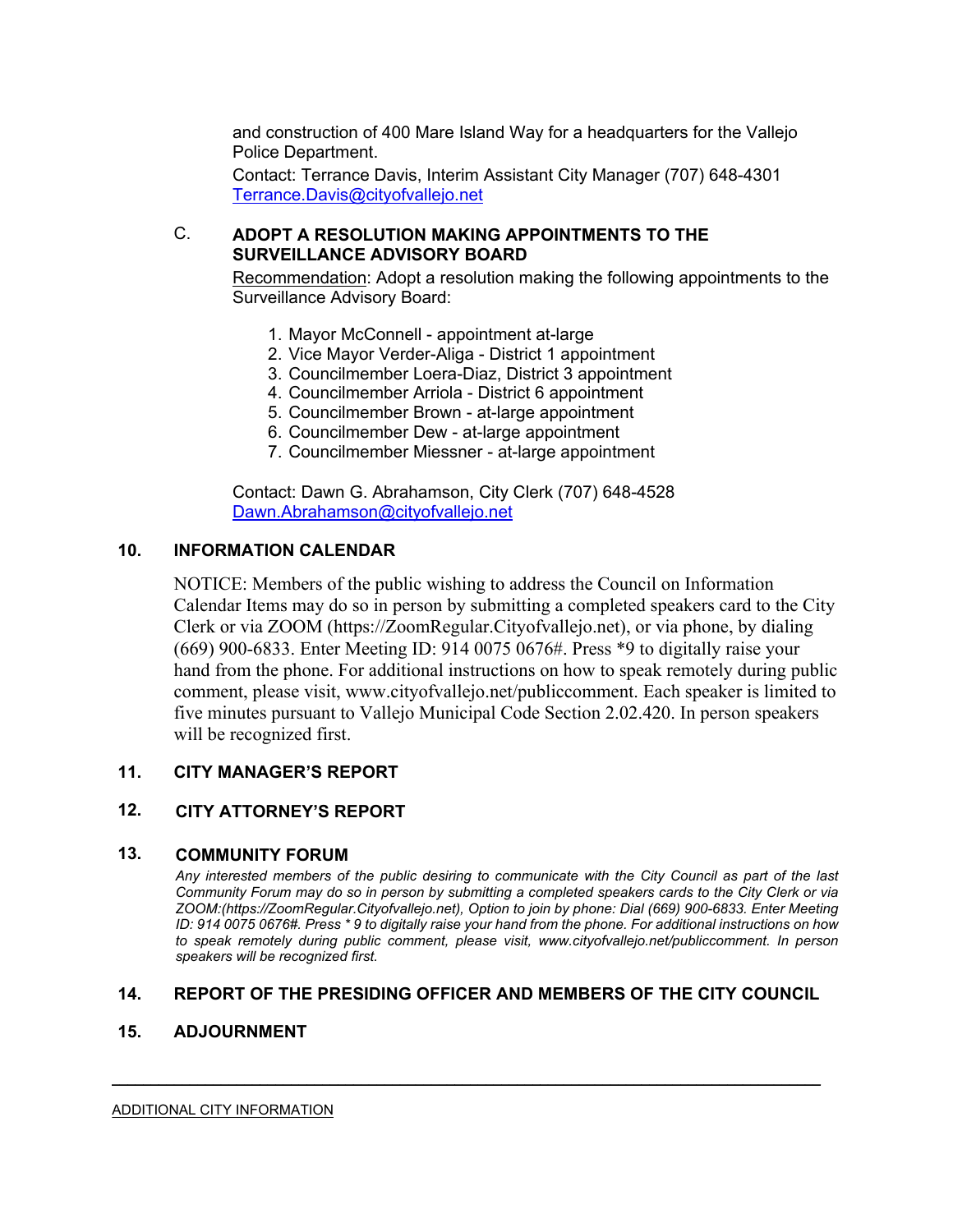and construction of 400 Mare Island Way for a headquarters for the Vallejo Police Department.

Contact: Terrance Davis, Interim Assistant City Manager (707) 648-4301 Terrance.Davis@cityofvallejo.net

C. **ADOPT A RESOLUTION MAKING APPOINTMENTS TO THE SURVEILLANCE ADVISORY BOARD**

Recommendation: Adopt a resolution making the following appointments to the Surveillance Advisory Board:

1. Mayor McConnell - appointment at-large
2. Vice Mayor Verder-Aliga - District 1 appointment
3. Councilmember Loera-Diaz, District 3 appointment
4. Councilmember Arriola - District 6 appointment
5. Councilmember Brown - at-large appointment
6. Councilmember Dew - at-large appointment
7. Councilmember Miessner - at-large appointment

Contact: Dawn G. Abrahamson, City Clerk (707) 648-4528 Dawn.Abrahamson@cityofvallejo.net

## 10. INFORMATION CALENDAR

NOTICE: Members of the public wishing to address the Council on Information Calendar Items may do so in person by submitting a completed speakers card to the City Clerk or via ZOOM (https://ZoomRegular.Cityofvallejo.net), or via phone, by dialing (669) 900-6833. Enter Meeting ID: 914 0075 0676#. Press *9 to digitally raise your hand from the phone. For additional instructions on how to speak remotely during public comment, please visit, www.cityofvallejo.net/publiccomment. Each speaker is limited to five minutes pursuant to Vallejo Municipal Code Section 2.02.420. In person speakers will be recognized first.

## 11. CITY MANAGER'S REPORT

## 12. CITY ATTORNEY'S REPORT

## 13. COMMUNITY FORUM

*Any interested members of the public desiring to communicate with the City Council as part of the last Community Forum may do so in person by submitting a completed speakers cards to the City Clerk or via ZOOM:(https://ZoomRegular.Cityofvallejo.net), Option to join by phone: Dial (669) 900-6833. Enter Meeting ID: 914 0075 0676#. Press * 9 to digitally raise your hand from the phone. For additional instructions on how to speak remotely during public comment, please visit, www.cityofvallejo.net/publiccomment. In person speakers will be recognized first.*

## 14. REPORT OF THE PRESIDING OFFICER AND MEMBERS OF THE CITY COUNCIL

## 15. ADJOURNMENT

---

ADDITIONAL CITY INFORMATION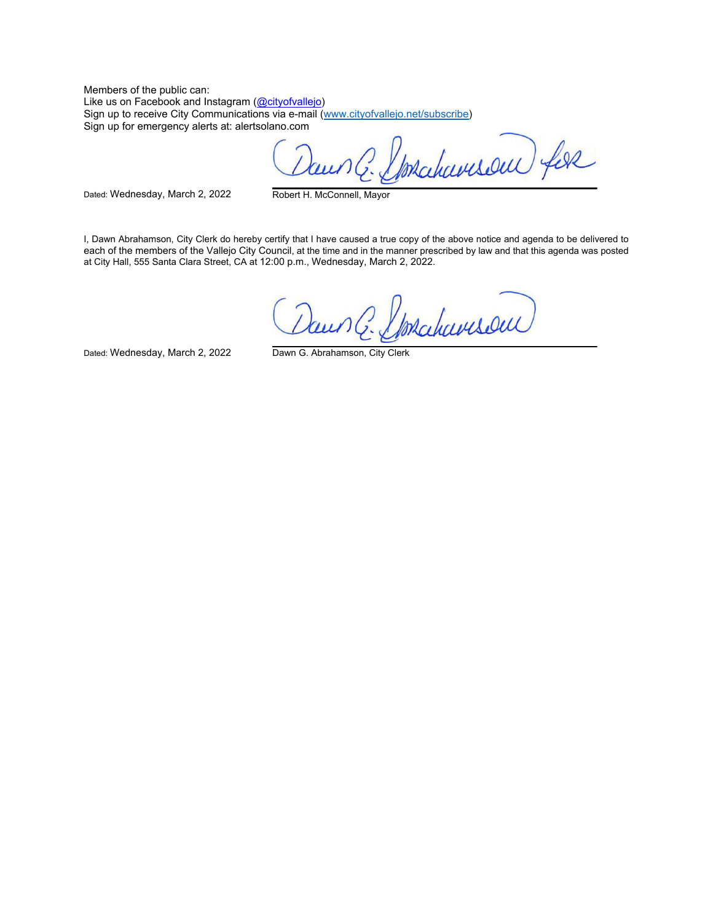Members of the public can:
Like us on Facebook and Instagram (@cityofvallejo)
Sign up to receive City Communications via e-mail (www.cityofvallejo.net/subscribe)
Sign up for emergency alerts at: alertsolano.com

Dawn G. Abrahamson for

Dated: Wednesday, March 2, 2022

Robert H. McConnell, Mayor

I, Dawn Abrahamson, City Clerk do hereby certify that I have caused a true copy of the above notice and agenda to be delivered to each of the members of the Vallejo City Council, at the time and in the manner prescribed by law and that this agenda was posted at City Hall, 555 Santa Clara Street, CA at 12:00 p.m., Wednesday, March 2, 2022.

Dawn G. Abrahamson

Dated: Wednesday, March 2, 2022

Dawn G. Abrahamson, City Clerk